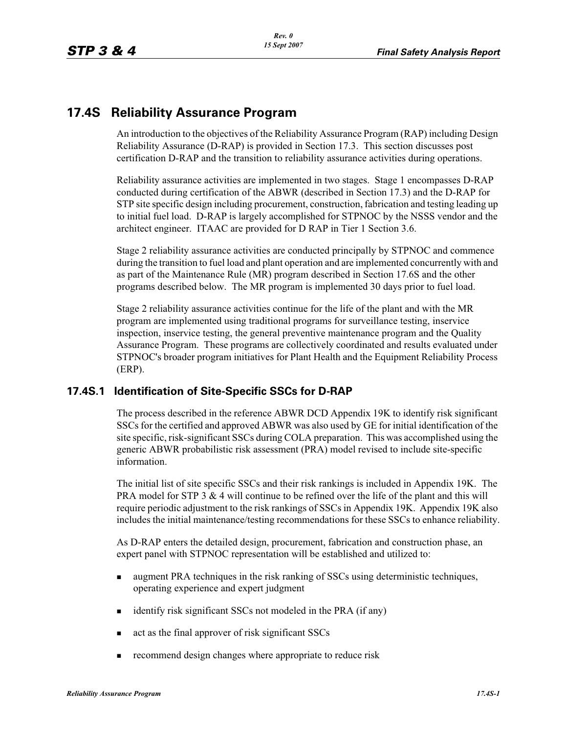# 17.4S Reliability Assurance Program

An introduction to the objectives of the Reliability Assurance Program (RAP) including Design Reliability Assurance (D-RAP) is provided in Section 17.3. This section discusses post certification D-RAP and the transition to reliability assurance activities during operations.

Reliability assurance activities are implemented in two stages. Stage 1 encompasses D-RAP conducted during certification of the ABWR (described in Section 17.3) and the D-RAP for STP site specific design including procurement, construction, fabrication and testing leading up to initial fuel load. D-RAP is largely accomplished for STPNOC by the NSSS vendor and the architect engineer. ITAAC are provided for D RAP in Tier 1 Section 3.6.

Stage 2 reliability assurance activities are conducted principally by STPNOC and commence during the transition to fuel load and plant operation and are implemented concurrently with and as part of the Maintenance Rule (MR) program described in Section 17.6S and the other programs described below. The MR program is implemented 30 days prior to fuel load.

Stage 2 reliability assurance activities continue for the life of the plant and with the MR program are implemented using traditional programs for surveillance testing, inservice inspection, inservice testing, the general preventive maintenance program and the Quality Assurance Program. These programs are collectively coordinated and results evaluated under STPNOC's broader program initiatives for Plant Health and the Equipment Reliability Process (ERP).

## 17.4S.1 Identification of Site-Specific SSCs for D-RAP

The process described in the reference ABWR DCD Appendix 19K to identify risk significant SSCs for the certified and approved ABWR was also used by GE for initial identification of the site specific, risk-significant SSCs during COLA preparation. This was accomplished using the generic ABWR probabilistic risk assessment (PRA) model revised to include site-specific information.

The initial list of site specific SSCs and their risk rankings is included in Appendix 19K. The PRA model for STP 3 & 4 will continue to be refined over the life of the plant and this will require periodic adjustment to the risk rankings of SSCs in Appendix 19K. Appendix 19K also includes the initial maintenance/testing recommendations for these SSCs to enhance reliability.

As D-RAP enters the detailed design, procurement, fabrication and construction phase, an expert panel with STPNOC representation will be established and utilized to:

- augment PRA techniques in the risk ranking of SSCs using deterministic techniques, operating experience and expert judgment
- identify risk significant SSCs not modeled in the PRA (if any)
- act as the final approver of risk significant SSCs
- recommend design changes where appropriate to reduce risk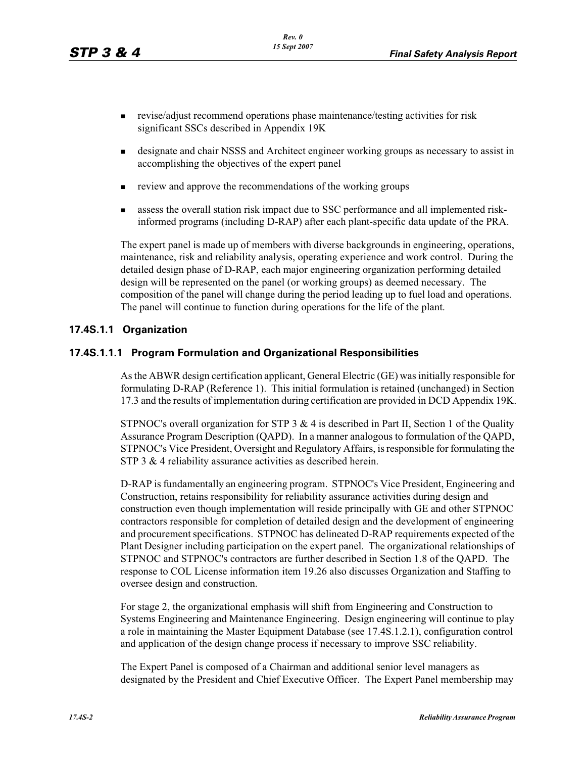- revise/adjust recommend operations phase maintenance/testing activities for risk significant SSCs described in Appendix 19K
- designate and chair NSSS and Architect engineer working groups as necessary to assist in accomplishing the objectives of the expert panel
- review and approve the recommendations of the working groups
- assess the overall station risk impact due to SSC performance and all implemented risk-informed programs (including D-RAP) after each plant-specific data update of the PRA.

The expert panel is made up of members with diverse backgrounds in engineering, operations, maintenance, risk and reliability analysis, operating experience and work control. During the detailed design phase of D-RAP, each major engineering organization performing detailed design will be represented on the panel (or working groups) as deemed necessary. The composition of the panel will change during the period leading up to fuel load and operations. The panel will continue to function during operations for the life of the plant.

### 17.4S.1.1 Organization

#### 17.4S.1.1.1 Program Formulation and Organizational Responsibilities

As the ABWR design certification applicant, General Electric (GE) was initially responsible for formulating D-RAP (Reference 1). This initial formulation is retained (unchanged) in Section 17.3 and the results of implementation during certification are provided in DCD Appendix 19K.

STPNOC's overall organization for STP 3 & 4 is described in Part II, Section 1 of the Quality Assurance Program Description (QAPD). In a manner analogous to formulation of the QAPD, STPNOC's Vice President, Oversight and Regulatory Affairs, is responsible for formulating the STP 3 & 4 reliability assurance activities as described herein.

D-RAP is fundamentally an engineering program. STPNOC's Vice President, Engineering and Construction, retains responsibility for reliability assurance activities during design and construction even though implementation will reside principally with GE and other STPNOC contractors responsible for completion of detailed design and the development of engineering and procurement specifications. STPNOC has delineated D-RAP requirements expected of the Plant Designer including participation on the expert panel. The organizational relationships of STPNOC and STPNOC's contractors are further described in Section 1.8 of the QAPD. The response to COL License information item 19.26 also discusses Organization and Staffing to oversee design and construction.

For stage 2, the organizational emphasis will shift from Engineering and Construction to Systems Engineering and Maintenance Engineering. Design engineering will continue to play a role in maintaining the Master Equipment Database (see 17.4S.1.2.1), configuration control and application of the design change process if necessary to improve SSC reliability.

The Expert Panel is composed of a Chairman and additional senior level managers as designated by the President and Chief Executive Officer. The Expert Panel membership may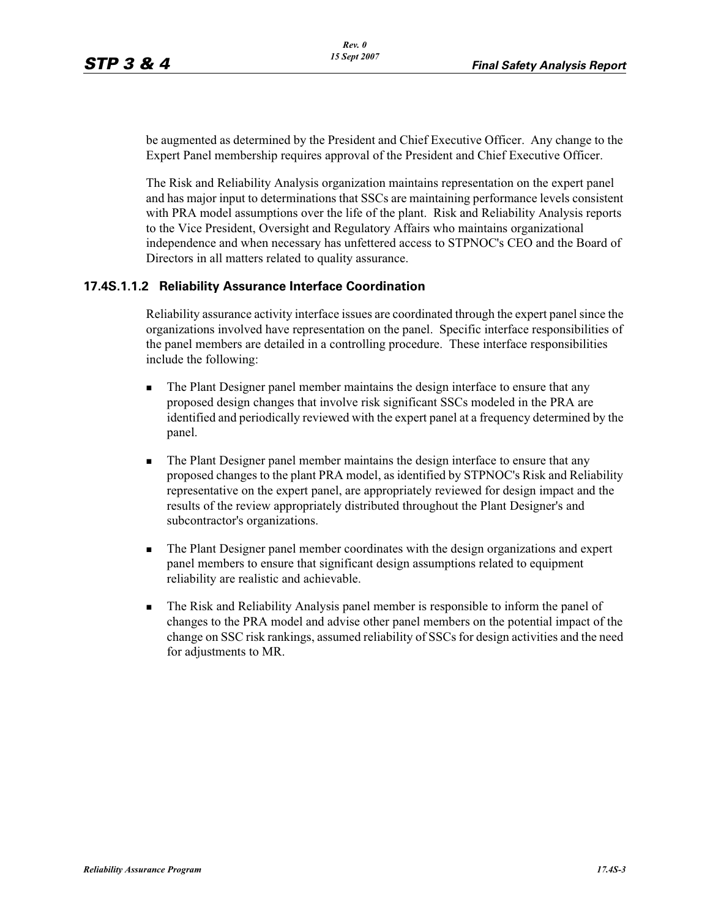be augmented as determined by the President and Chief Executive Officer. Any change to the Expert Panel membership requires approval of the President and Chief Executive Officer.

The Risk and Reliability Analysis organization maintains representation on the expert panel and has major input to determinations that SSCs are maintaining performance levels consistent with PRA model assumptions over the life of the plant. Risk and Reliability Analysis reports to the Vice President, Oversight and Regulatory Affairs who maintains organizational independence and when necessary has unfettered access to STPNOC's CEO and the Board of Directors in all matters related to quality assurance.

### 17.4S.1.1.2 Reliability Assurance Interface Coordination

Reliability assurance activity interface issues are coordinated through the expert panel since the organizations involved have representation on the panel. Specific interface responsibilities of the panel members are detailed in a controlling procedure. These interface responsibilities include the following:

- The Plant Designer panel member maintains the design interface to ensure that any proposed design changes that involve risk significant SSCs modeled in the PRA are identified and periodically reviewed with the expert panel at a frequency determined by the panel.
- The Plant Designer panel member maintains the design interface to ensure that any proposed changes to the plant PRA model, as identified by STPNOC's Risk and Reliability representative on the expert panel, are appropriately reviewed for design impact and the results of the review appropriately distributed throughout the Plant Designer's and subcontractor's organizations.
- The Plant Designer panel member coordinates with the design organizations and expert panel members to ensure that significant design assumptions related to equipment reliability are realistic and achievable.
- The Risk and Reliability Analysis panel member is responsible to inform the panel of changes to the PRA model and advise other panel members on the potential impact of the change on SSC risk rankings, assumed reliability of SSCs for design activities and the need for adjustments to MR.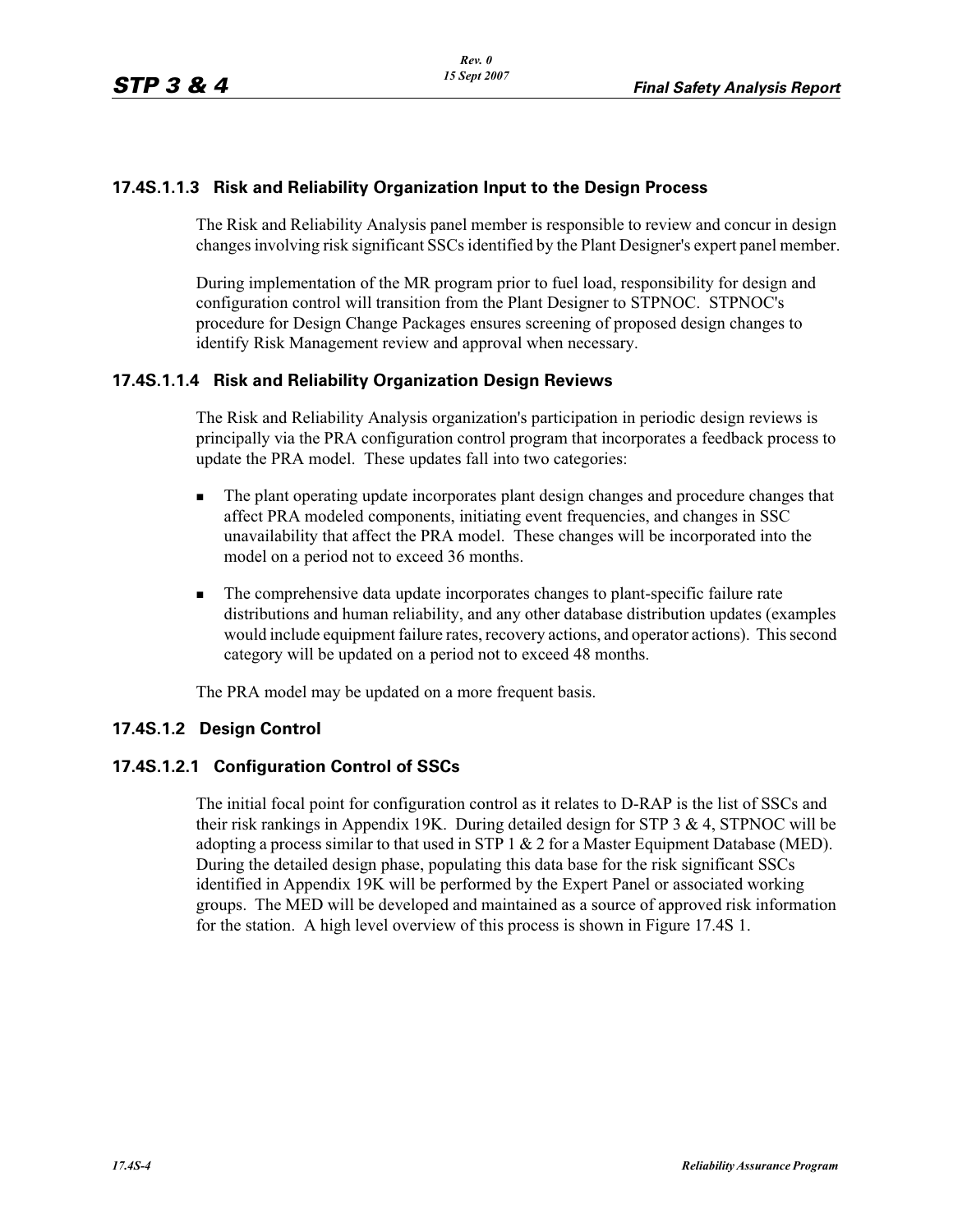### 17.4S.1.1.3 Risk and Reliability Organization Input to the Design Process

The Risk and Reliability Analysis panel member is responsible to review and concur in design changes involving risk significant SSCs identified by the Plant Designer's expert panel member.

During implementation of the MR program prior to fuel load, responsibility for design and configuration control will transition from the Plant Designer to STPNOC. STPNOC's procedure for Design Change Packages ensures screening of proposed design changes to identify Risk Management review and approval when necessary.

### 17.4S.1.1.4 Risk and Reliability Organization Design Reviews

The Risk and Reliability Analysis organization's participation in periodic design reviews is principally via the PRA configuration control program that incorporates a feedback process to update the PRA model. These updates fall into two categories:

- The plant operating update incorporates plant design changes and procedure changes that affect PRA modeled components, initiating event frequencies, and changes in SSC unavailability that affect the PRA model. These changes will be incorporated into the model on a period not to exceed 36 months.
- The comprehensive data update incorporates changes to plant-specific failure rate distributions and human reliability, and any other database distribution updates (examples would include equipment failure rates, recovery actions, and operator actions). This second category will be updated on a period not to exceed 48 months.

The PRA model may be updated on a more frequent basis.

## 17.4S.1.2 Design Control

### 17.4S.1.2.1 Configuration Control of SSCs

The initial focal point for configuration control as it relates to D-RAP is the list of SSCs and their risk rankings in Appendix 19K. During detailed design for STP 3 & 4, STPNOC will be adopting a process similar to that used in STP 1 & 2 for a Master Equipment Database (MED). During the detailed design phase, populating this data base for the risk significant SSCs identified in Appendix 19K will be performed by the Expert Panel or associated working groups. The MED will be developed and maintained as a source of approved risk information for the station. A high level overview of this process is shown in Figure 17.4S 1.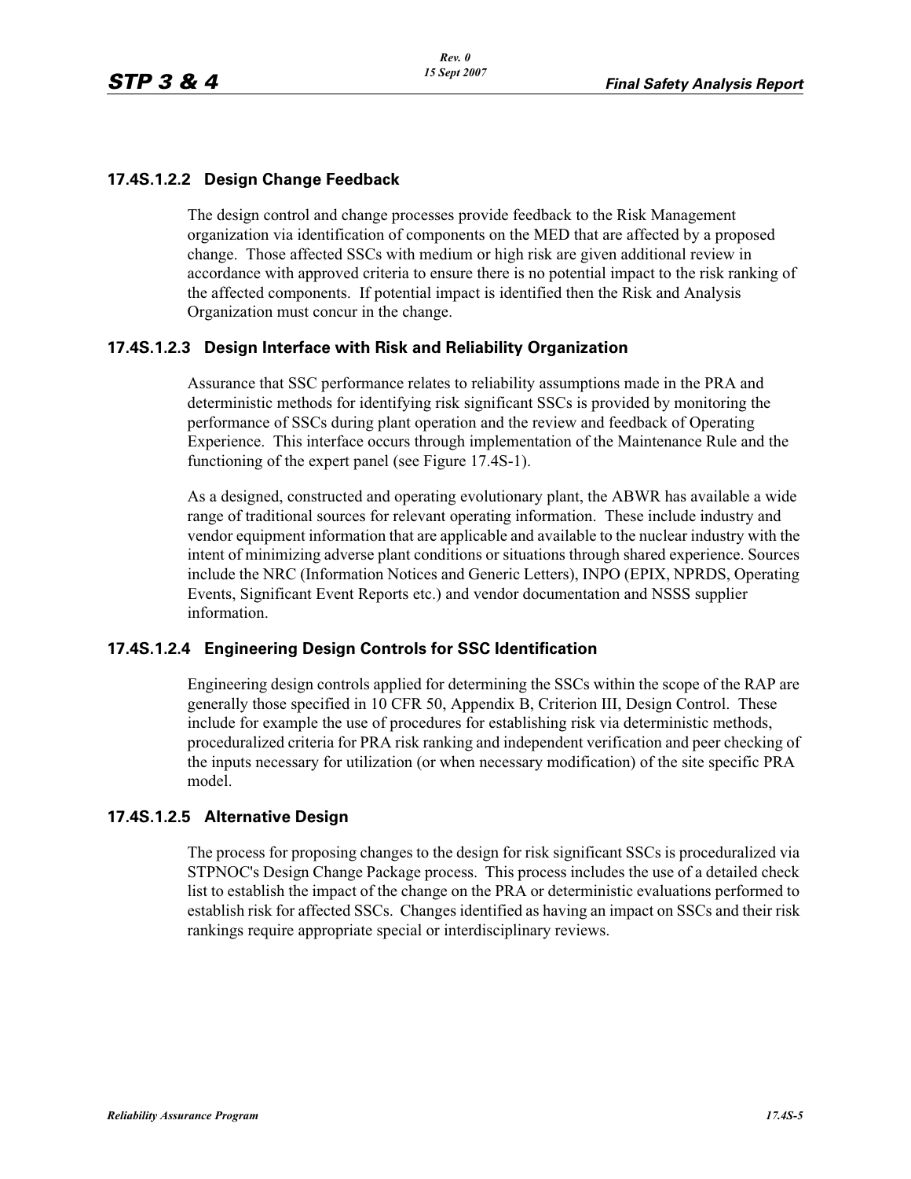### 17.4S.1.2.2 Design Change Feedback

The design control and change processes provide feedback to the Risk Management organization via identification of components on the MED that are affected by a proposed change. Those affected SSCs with medium or high risk are given additional review in accordance with approved criteria to ensure there is no potential impact to the risk ranking of the affected components. If potential impact is identified then the Risk and Analysis Organization must concur in the change.

### 17.4S.1.2.3 Design Interface with Risk and Reliability Organization

Assurance that SSC performance relates to reliability assumptions made in the PRA and deterministic methods for identifying risk significant SSCs is provided by monitoring the performance of SSCs during plant operation and the review and feedback of Operating Experience. This interface occurs through implementation of the Maintenance Rule and the functioning of the expert panel (see Figure 17.4S-1).

As a designed, constructed and operating evolutionary plant, the ABWR has available a wide range of traditional sources for relevant operating information. These include industry and vendor equipment information that are applicable and available to the nuclear industry with the intent of minimizing adverse plant conditions or situations through shared experience. Sources include the NRC (Information Notices and Generic Letters), INPO (EPIX, NPRDS, Operating Events, Significant Event Reports etc.) and vendor documentation and NSSS supplier information.

### 17.4S.1.2.4 Engineering Design Controls for SSC Identification

Engineering design controls applied for determining the SSCs within the scope of the RAP are generally those specified in 10 CFR 50, Appendix B, Criterion III, Design Control. These include for example the use of procedures for establishing risk via deterministic methods, proceduralized criteria for PRA risk ranking and independent verification and peer checking of the inputs necessary for utilization (or when necessary modification) of the site specific PRA model.

### 17.4S.1.2.5 Alternative Design

The process for proposing changes to the design for risk significant SSCs is proceduralized via STPNOC's Design Change Package process. This process includes the use of a detailed check list to establish the impact of the change on the PRA or deterministic evaluations performed to establish risk for affected SSCs. Changes identified as having an impact on SSCs and their risk rankings require appropriate special or interdisciplinary reviews.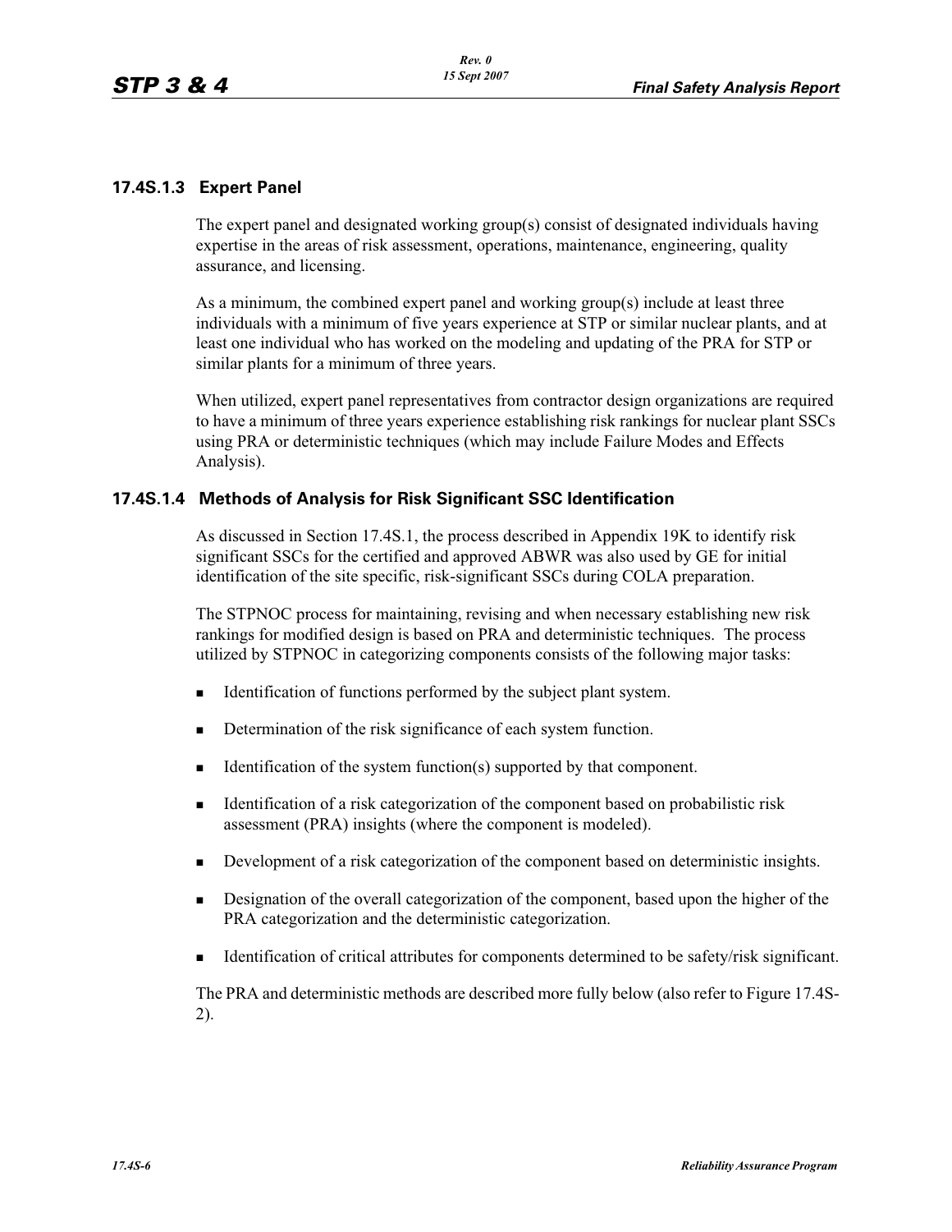### 17.4S.1.3 Expert Panel

The expert panel and designated working group(s) consist of designated individuals having expertise in the areas of risk assessment, operations, maintenance, engineering, quality assurance, and licensing.

As a minimum, the combined expert panel and working group(s) include at least three individuals with a minimum of five years experience at STP or similar nuclear plants, and at least one individual who has worked on the modeling and updating of the PRA for STP or similar plants for a minimum of three years.

When utilized, expert panel representatives from contractor design organizations are required to have a minimum of three years experience establishing risk rankings for nuclear plant SSCs using PRA or deterministic techniques (which may include Failure Modes and Effects Analysis).

### 17.4S.1.4 Methods of Analysis for Risk Significant SSC Identification

As discussed in Section 17.4S.1, the process described in Appendix 19K to identify risk significant SSCs for the certified and approved ABWR was also used by GE for initial identification of the site specific, risk-significant SSCs during COLA preparation.

The STPNOC process for maintaining, revising and when necessary establishing new risk rankings for modified design is based on PRA and deterministic techniques. The process utilized by STPNOC in categorizing components consists of the following major tasks:

- Identification of functions performed by the subject plant system.
- Determination of the risk significance of each system function.
- Identification of the system function(s) supported by that component.
- Identification of a risk categorization of the component based on probabilistic risk assessment (PRA) insights (where the component is modeled).
- Development of a risk categorization of the component based on deterministic insights.
- Designation of the overall categorization of the component, based upon the higher of the PRA categorization and the deterministic categorization.
- Identification of critical attributes for components determined to be safety/risk significant.

The PRA and deterministic methods are described more fully below (also refer to Figure 17.4S-2).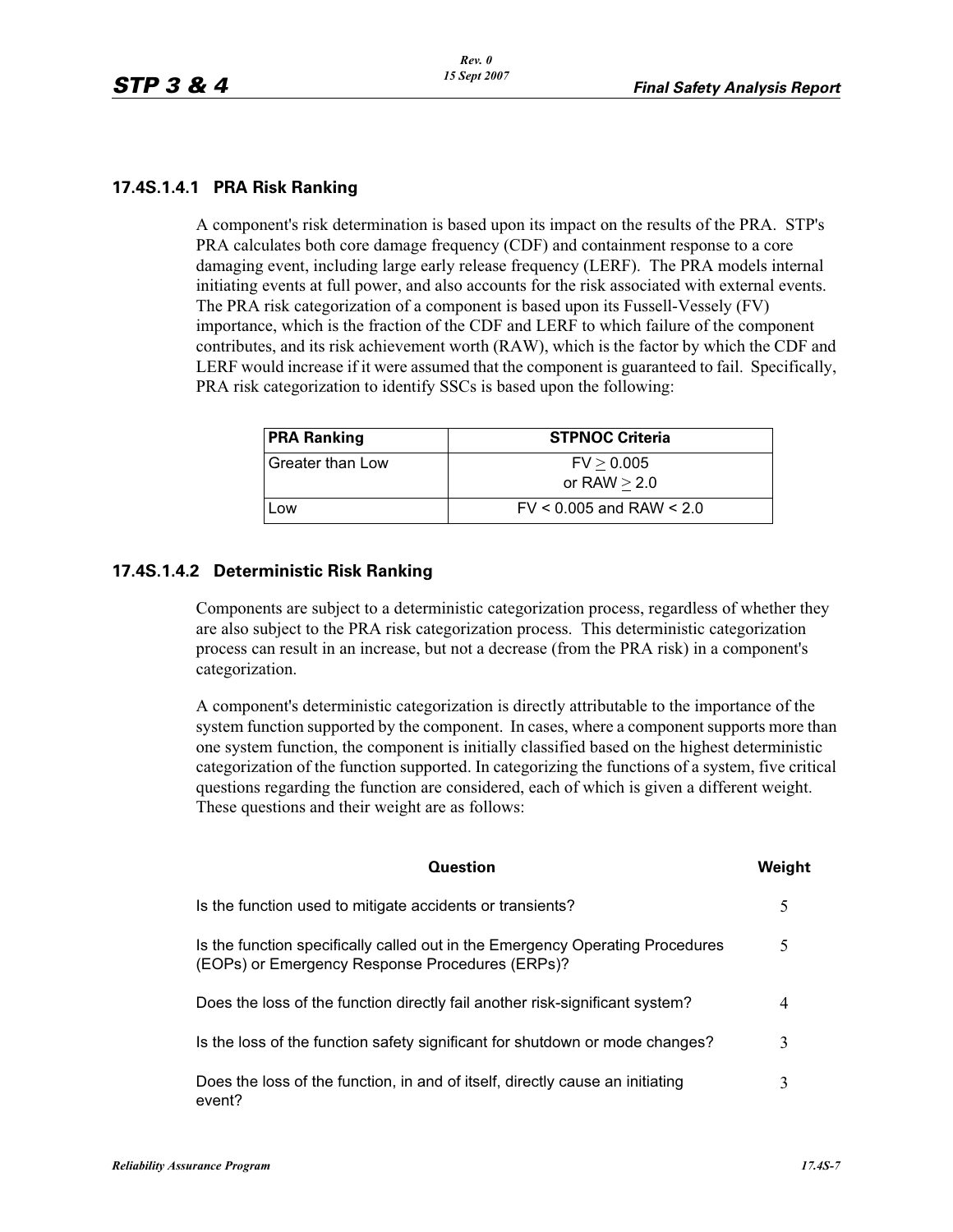### 17.4S.1.4.1 PRA Risk Ranking

A component's risk determination is based upon its impact on the results of the PRA. STP's PRA calculates both core damage frequency (CDF) and containment response to a core damaging event, including large early release frequency (LERF). The PRA models internal initiating events at full power, and also accounts for the risk associated with external events. The PRA risk categorization of a component is based upon its Fussell-Vessely (FV) importance, which is the fraction of the CDF and LERF to which failure of the component contributes, and its risk achievement worth (RAW), which is the factor by which the CDF and LERF would increase if it were assumed that the component is guaranteed to fail. Specifically, PRA risk categorization to identify SSCs is based upon the following:

| PRA Ranking | STPNOC Criteria |
|---|---|
| Greater than Low | $FV \geq 0.005$ or $RAW \geq 2.0$ |
| Low | $FV < 0.005$ and $RAW < 2.0$ |

### 17.4S.1.4.2 Deterministic Risk Ranking

Components are subject to a deterministic categorization process, regardless of whether they are also subject to the PRA risk categorization process. This deterministic categorization process can result in an increase, but not a decrease (from the PRA risk) in a component's categorization.

A component's deterministic categorization is directly attributable to the importance of the system function supported by the component. In cases, where a component supports more than one system function, the component is initially classified based on the highest deterministic categorization of the function supported. In categorizing the functions of a system, five critical questions regarding the function are considered, each of which is given a different weight. These questions and their weight are as follows:

| Question | Weight |
|---|---|
| Is the function used to mitigate accidents or transients? | 5 |
| Is the function specifically called out in the Emergency Operating Procedures (EOPs) or Emergency Response Procedures (ERPs)? | 5 |
| Does the loss of the function directly fail another risk-significant system? | 4 |
| Is the loss of the function safety significant for shutdown or mode changes? | 3 |
| Does the loss of the function, in and of itself, directly cause an initiating event? | 3 |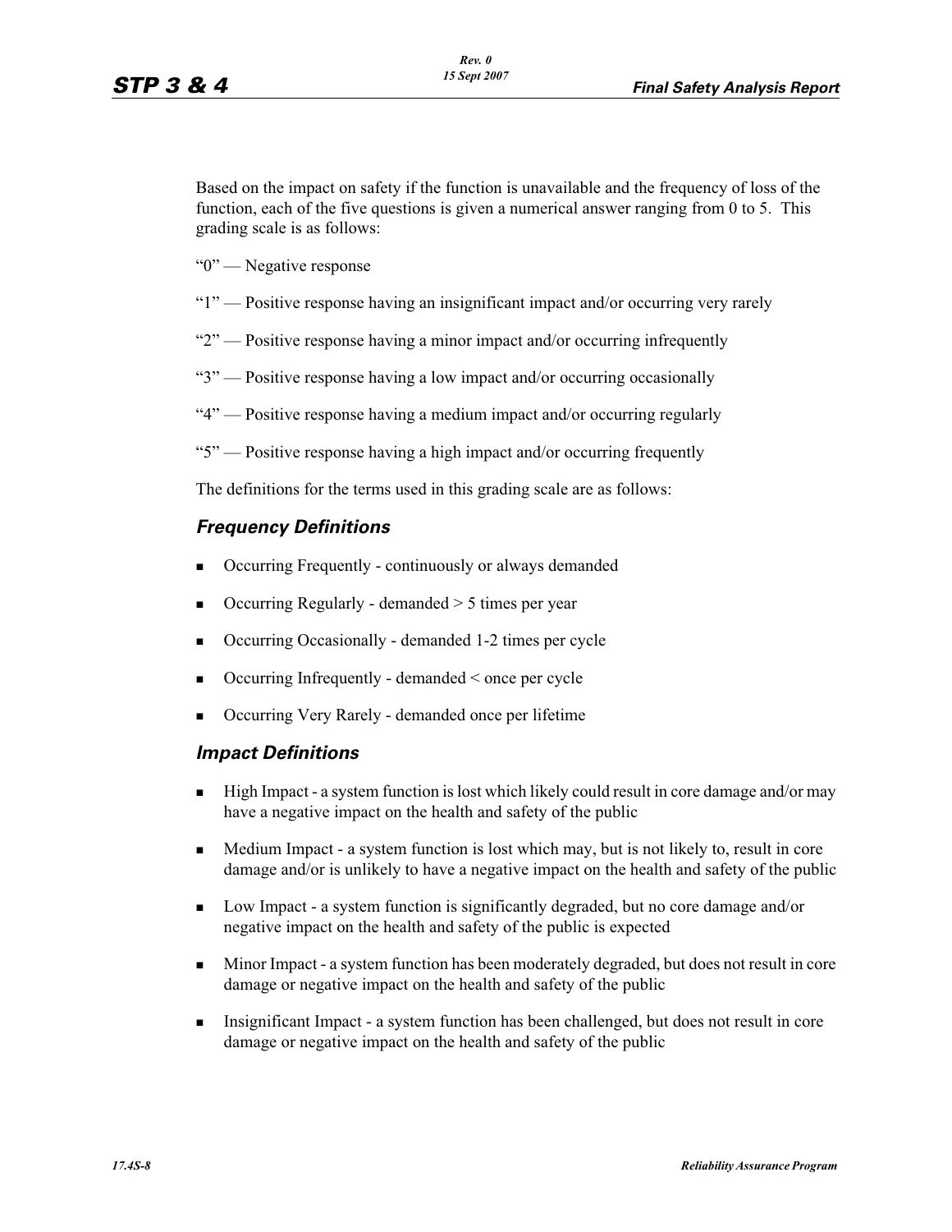Based on the impact on safety if the function is unavailable and the frequency of loss of the function, each of the five questions is given a numerical answer ranging from 0 to 5. This grading scale is as follows:

"0" — Negative response

"1" — Positive response having an insignificant impact and/or occurring very rarely

"2" — Positive response having a minor impact and/or occurring infrequently

"3" — Positive response having a low impact and/or occurring occasionally

"4" — Positive response having a medium impact and/or occurring regularly

"5" — Positive response having a high impact and/or occurring frequently

The definitions for the terms used in this grading scale are as follows:

### *Frequency Definitions*

- Occurring Frequently - continuously or always demanded
- Occurring Regularly - demanded > 5 times per year
- Occurring Occasionally - demanded 1-2 times per cycle
- Occurring Infrequently - demanded < once per cycle
- Occurring Very Rarely - demanded once per lifetime

### *Impact Definitions*

- High Impact - a system function is lost which likely could result in core damage and/or may have a negative impact on the health and safety of the public
- Medium Impact - a system function is lost which may, but is not likely to, result in core damage and/or is unlikely to have a negative impact on the health and safety of the public
- Low Impact - a system function is significantly degraded, but no core damage and/or negative impact on the health and safety of the public is expected
- Minor Impact - a system function has been moderately degraded, but does not result in core damage or negative impact on the health and safety of the public
- Insignificant Impact - a system function has been challenged, but does not result in core damage or negative impact on the health and safety of the public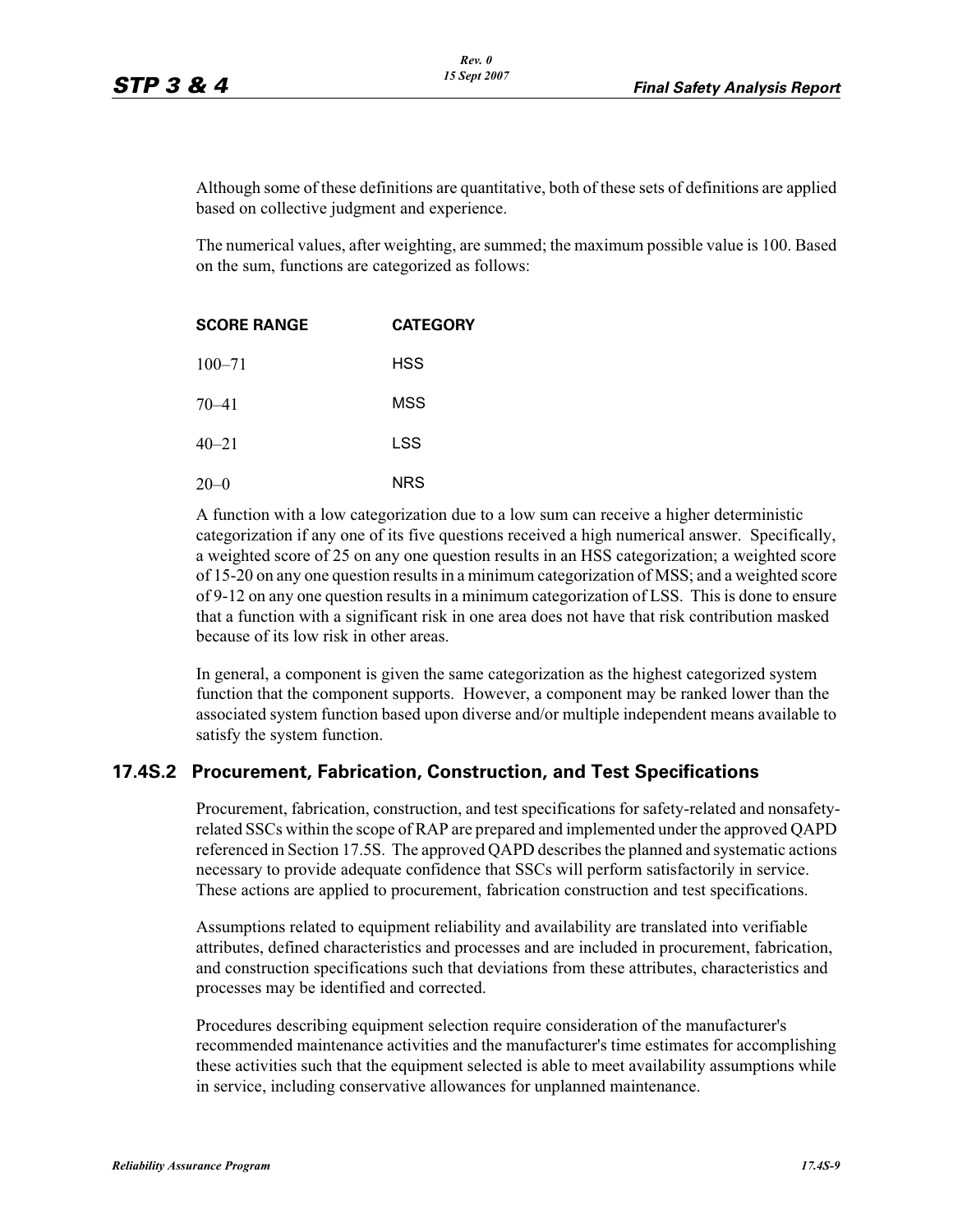Although some of these definitions are quantitative, both of these sets of definitions are applied based on collective judgment and experience.

The numerical values, after weighting, are summed; the maximum possible value is 100. Based on the sum, functions are categorized as follows:

| SCORE RANGE | CATEGORY |
|---|---|
| 100–71 | HSS |
| 70–41 | MSS |
| 40–21 | LSS |
| 20–0 | NRS |

A function with a low categorization due to a low sum can receive a higher deterministic categorization if any one of its five questions received a high numerical answer. Specifically, a weighted score of 25 on any one question results in an HSS categorization; a weighted score of 15-20 on any one question results in a minimum categorization of MSS; and a weighted score of 9-12 on any one question results in a minimum categorization of LSS. This is done to ensure that a function with a significant risk in one area does not have that risk contribution masked because of its low risk in other areas.

In general, a component is given the same categorization as the highest categorized system function that the component supports. However, a component may be ranked lower than the associated system function based upon diverse and/or multiple independent means available to satisfy the system function.

## 17.4S.2 Procurement, Fabrication, Construction, and Test Specifications

Procurement, fabrication, construction, and test specifications for safety-related and nonsafety-related SSCs within the scope of RAP are prepared and implemented under the approved QAPD referenced in Section 17.5S. The approved QAPD describes the planned and systematic actions necessary to provide adequate confidence that SSCs will perform satisfactorily in service. These actions are applied to procurement, fabrication construction and test specifications.

Assumptions related to equipment reliability and availability are translated into verifiable attributes, defined characteristics and processes and are included in procurement, fabrication, and construction specifications such that deviations from these attributes, characteristics and processes may be identified and corrected.

Procedures describing equipment selection require consideration of the manufacturer's recommended maintenance activities and the manufacturer's time estimates for accomplishing these activities such that the equipment selected is able to meet availability assumptions while in service, including conservative allowances for unplanned maintenance.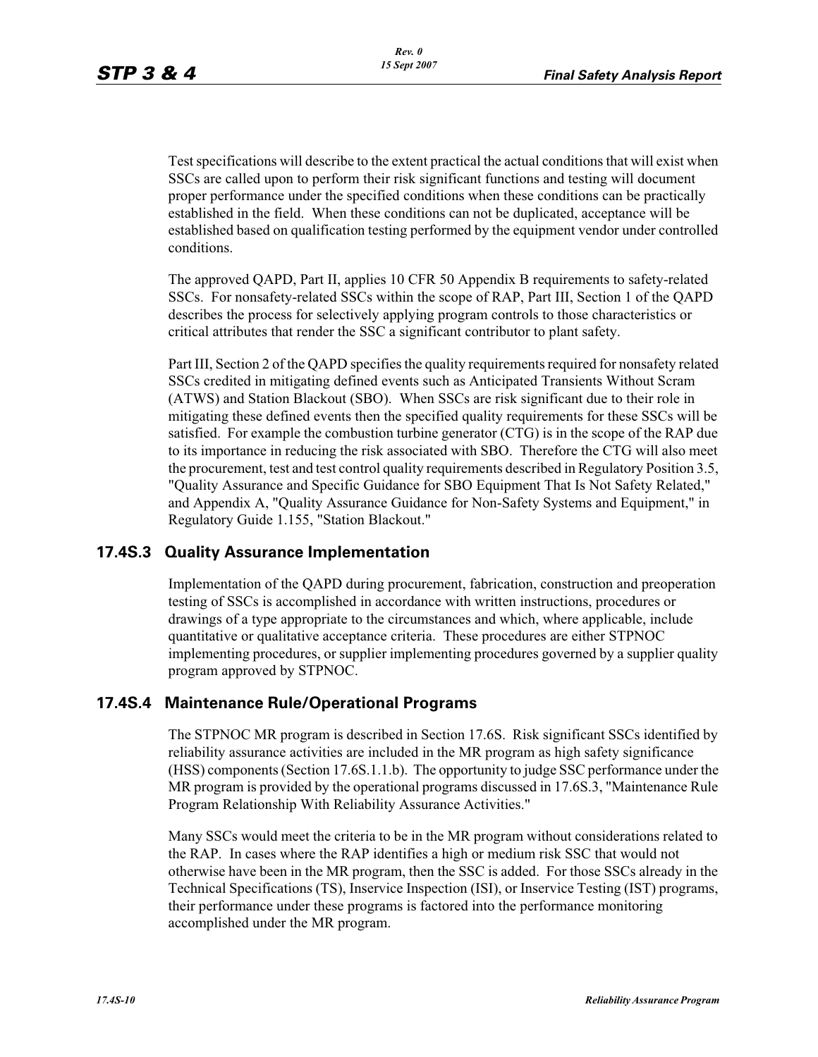Test specifications will describe to the extent practical the actual conditions that will exist when SSCs are called upon to perform their risk significant functions and testing will document proper performance under the specified conditions when these conditions can be practically established in the field. When these conditions can not be duplicated, acceptance will be established based on qualification testing performed by the equipment vendor under controlled conditions.

The approved QAPD, Part II, applies 10 CFR 50 Appendix B requirements to safety-related SSCs. For nonsafety-related SSCs within the scope of RAP, Part III, Section 1 of the QAPD describes the process for selectively applying program controls to those characteristics or critical attributes that render the SSC a significant contributor to plant safety.

Part III, Section 2 of the QAPD specifies the quality requirements required for nonsafety related SSCs credited in mitigating defined events such as Anticipated Transients Without Scram (ATWS) and Station Blackout (SBO). When SSCs are risk significant due to their role in mitigating these defined events then the specified quality requirements for these SSCs will be satisfied. For example the combustion turbine generator (CTG) is in the scope of the RAP due to its importance in reducing the risk associated with SBO. Therefore the CTG will also meet the procurement, test and test control quality requirements described in Regulatory Position 3.5, "Quality Assurance and Specific Guidance for SBO Equipment That Is Not Safety Related," and Appendix A, "Quality Assurance Guidance for Non-Safety Systems and Equipment," in Regulatory Guide 1.155, "Station Blackout."

## 17.4S.3 Quality Assurance Implementation

Implementation of the QAPD during procurement, fabrication, construction and preoperation testing of SSCs is accomplished in accordance with written instructions, procedures or drawings of a type appropriate to the circumstances and which, where applicable, include quantitative or qualitative acceptance criteria. These procedures are either STPNOC implementing procedures, or supplier implementing procedures governed by a supplier quality program approved by STPNOC.

## 17.4S.4 Maintenance Rule/Operational Programs

The STPNOC MR program is described in Section 17.6S. Risk significant SSCs identified by reliability assurance activities are included in the MR program as high safety significance (HSS) components (Section 17.6S.1.1.b). The opportunity to judge SSC performance under the MR program is provided by the operational programs discussed in 17.6S.3, "Maintenance Rule Program Relationship With Reliability Assurance Activities."

Many SSCs would meet the criteria to be in the MR program without considerations related to the RAP. In cases where the RAP identifies a high or medium risk SSC that would not otherwise have been in the MR program, then the SSC is added. For those SSCs already in the Technical Specifications (TS), Inservice Inspection (ISI), or Inservice Testing (IST) programs, their performance under these programs is factored into the performance monitoring accomplished under the MR program.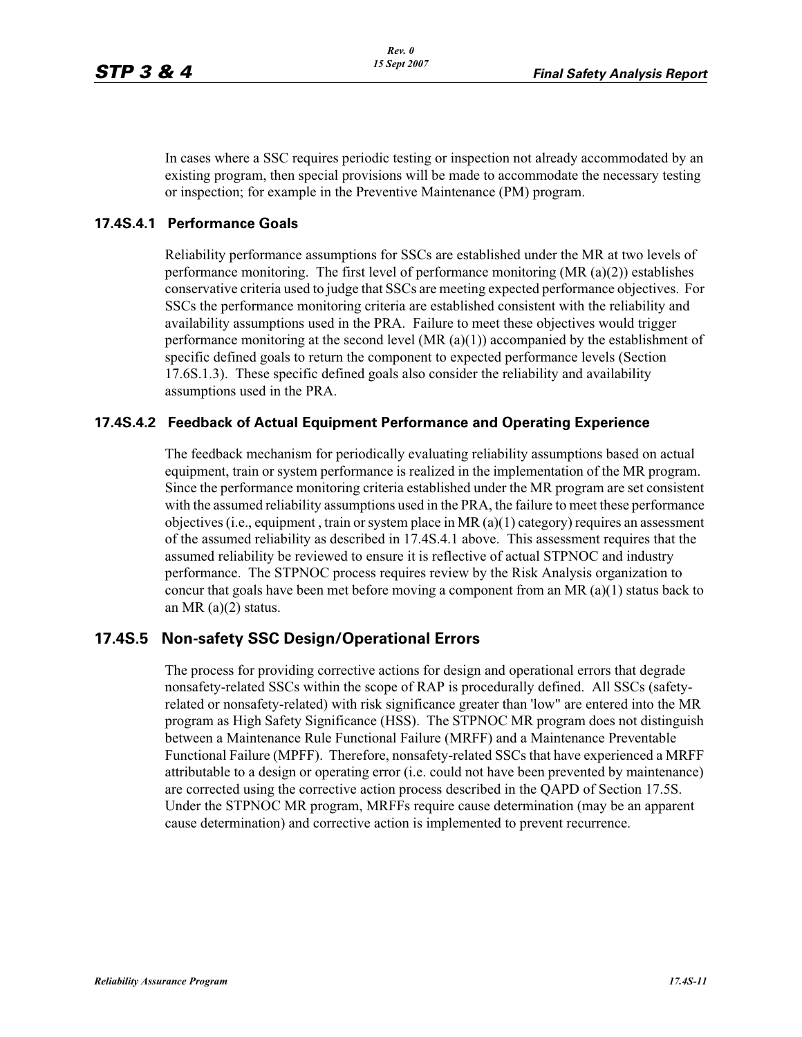In cases where a SSC requires periodic testing or inspection not already accommodated by an existing program, then special provisions will be made to accommodate the necessary testing or inspection; for example in the Preventive Maintenance (PM) program.

### 17.4S.4.1 Performance Goals

Reliability performance assumptions for SSCs are established under the MR at two levels of performance monitoring. The first level of performance monitoring (MR (a)(2)) establishes conservative criteria used to judge that SSCs are meeting expected performance objectives. For SSCs the performance monitoring criteria are established consistent with the reliability and availability assumptions used in the PRA. Failure to meet these objectives would trigger performance monitoring at the second level (MR (a)(1)) accompanied by the establishment of specific defined goals to return the component to expected performance levels (Section 17.6S.1.3). These specific defined goals also consider the reliability and availability assumptions used in the PRA.

### 17.4S.4.2 Feedback of Actual Equipment Performance and Operating Experience

The feedback mechanism for periodically evaluating reliability assumptions based on actual equipment, train or system performance is realized in the implementation of the MR program. Since the performance monitoring criteria established under the MR program are set consistent with the assumed reliability assumptions used in the PRA, the failure to meet these performance objectives (i.e., equipment , train or system place in MR (a)(1) category) requires an assessment of the assumed reliability as described in 17.4S.4.1 above. This assessment requires that the assumed reliability be reviewed to ensure it is reflective of actual STPNOC and industry performance. The STPNOC process requires review by the Risk Analysis organization to concur that goals have been met before moving a component from an MR (a)(1) status back to an MR (a)(2) status.

## 17.4S.5 Non-safety SSC Design/Operational Errors

The process for providing corrective actions for design and operational errors that degrade nonsafety-related SSCs within the scope of RAP is procedurally defined. All SSCs (safety-related or nonsafety-related) with risk significance greater than 'low" are entered into the MR program as High Safety Significance (HSS). The STPNOC MR program does not distinguish between a Maintenance Rule Functional Failure (MRFF) and a Maintenance Preventable Functional Failure (MPFF). Therefore, nonsafety-related SSCs that have experienced a MRFF attributable to a design or operating error (i.e. could not have been prevented by maintenance) are corrected using the corrective action process described in the QAPD of Section 17.5S. Under the STPNOC MR program, MRFFs require cause determination (may be an apparent cause determination) and corrective action is implemented to prevent recurrence.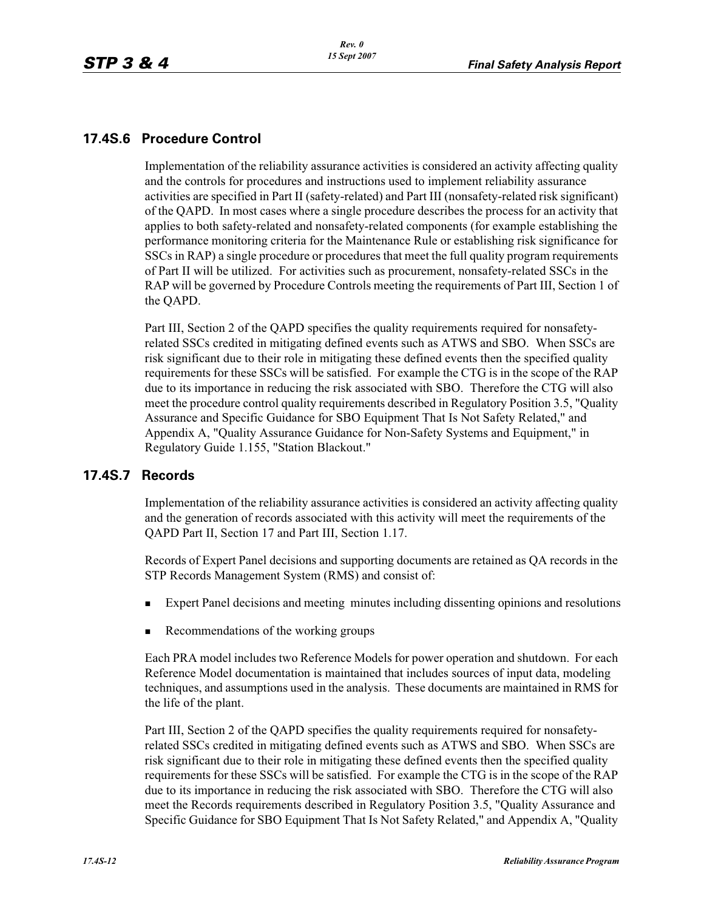## 17.4S.6 Procedure Control

Implementation of the reliability assurance activities is considered an activity affecting quality and the controls for procedures and instructions used to implement reliability assurance activities are specified in Part II (safety-related) and Part III (nonsafety-related risk significant) of the QAPD. In most cases where a single procedure describes the process for an activity that applies to both safety-related and nonsafety-related components (for example establishing the performance monitoring criteria for the Maintenance Rule or establishing risk significance for SSCs in RAP) a single procedure or procedures that meet the full quality program requirements of Part II will be utilized. For activities such as procurement, nonsafety-related SSCs in the RAP will be governed by Procedure Controls meeting the requirements of Part III, Section 1 of the QAPD.

Part III, Section 2 of the QAPD specifies the quality requirements required for nonsafety-related SSCs credited in mitigating defined events such as ATWS and SBO. When SSCs are risk significant due to their role in mitigating these defined events then the specified quality requirements for these SSCs will be satisfied. For example the CTG is in the scope of the RAP due to its importance in reducing the risk associated with SBO. Therefore the CTG will also meet the procedure control quality requirements described in Regulatory Position 3.5, "Quality Assurance and Specific Guidance for SBO Equipment That Is Not Safety Related," and Appendix A, "Quality Assurance Guidance for Non-Safety Systems and Equipment," in Regulatory Guide 1.155, "Station Blackout."

## 17.4S.7 Records

Implementation of the reliability assurance activities is considered an activity affecting quality and the generation of records associated with this activity will meet the requirements of the QAPD Part II, Section 17 and Part III, Section 1.17.

Records of Expert Panel decisions and supporting documents are retained as QA records in the STP Records Management System (RMS) and consist of:

- Expert Panel decisions and meeting minutes including dissenting opinions and resolutions
- Recommendations of the working groups

Each PRA model includes two Reference Models for power operation and shutdown. For each Reference Model documentation is maintained that includes sources of input data, modeling techniques, and assumptions used in the analysis. These documents are maintained in RMS for the life of the plant.

Part III, Section 2 of the QAPD specifies the quality requirements required for nonsafety-related SSCs credited in mitigating defined events such as ATWS and SBO. When SSCs are risk significant due to their role in mitigating these defined events then the specified quality requirements for these SSCs will be satisfied. For example the CTG is in the scope of the RAP due to its importance in reducing the risk associated with SBO. Therefore the CTG will also meet the Records requirements described in Regulatory Position 3.5, "Quality Assurance and Specific Guidance for SBO Equipment That Is Not Safety Related," and Appendix A, "Quality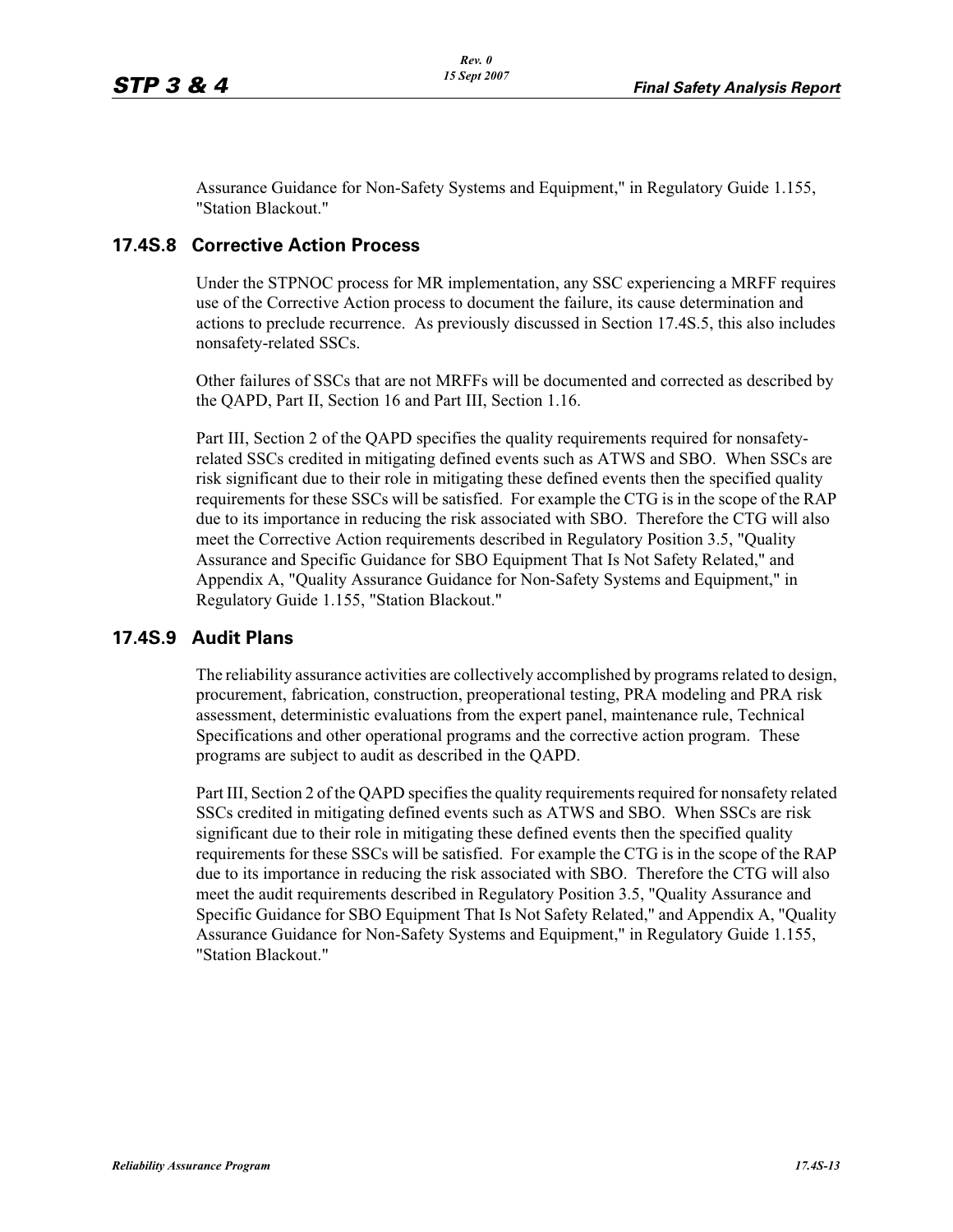Assurance Guidance for Non-Safety Systems and Equipment," in Regulatory Guide 1.155, "Station Blackout."

## 17.4S.8 Corrective Action Process

Under the STPNOC process for MR implementation, any SSC experiencing a MRFF requires use of the Corrective Action process to document the failure, its cause determination and actions to preclude recurrence. As previously discussed in Section 17.4S.5, this also includes nonsafety-related SSCs.

Other failures of SSCs that are not MRFFs will be documented and corrected as described by the QAPD, Part II, Section 16 and Part III, Section 1.16.

Part III, Section 2 of the QAPD specifies the quality requirements required for nonsafety-related SSCs credited in mitigating defined events such as ATWS and SBO. When SSCs are risk significant due to their role in mitigating these defined events then the specified quality requirements for these SSCs will be satisfied. For example the CTG is in the scope of the RAP due to its importance in reducing the risk associated with SBO. Therefore the CTG will also meet the Corrective Action requirements described in Regulatory Position 3.5, "Quality Assurance and Specific Guidance for SBO Equipment That Is Not Safety Related," and Appendix A, "Quality Assurance Guidance for Non-Safety Systems and Equipment," in Regulatory Guide 1.155, "Station Blackout."

## 17.4S.9 Audit Plans

The reliability assurance activities are collectively accomplished by programs related to design, procurement, fabrication, construction, preoperational testing, PRA modeling and PRA risk assessment, deterministic evaluations from the expert panel, maintenance rule, Technical Specifications and other operational programs and the corrective action program. These programs are subject to audit as described in the QAPD.

Part III, Section 2 of the QAPD specifies the quality requirements required for nonsafety related SSCs credited in mitigating defined events such as ATWS and SBO. When SSCs are risk significant due to their role in mitigating these defined events then the specified quality requirements for these SSCs will be satisfied. For example the CTG is in the scope of the RAP due to its importance in reducing the risk associated with SBO. Therefore the CTG will also meet the audit requirements described in Regulatory Position 3.5, "Quality Assurance and Specific Guidance for SBO Equipment That Is Not Safety Related," and Appendix A, "Quality Assurance Guidance for Non-Safety Systems and Equipment," in Regulatory Guide 1.155, "Station Blackout."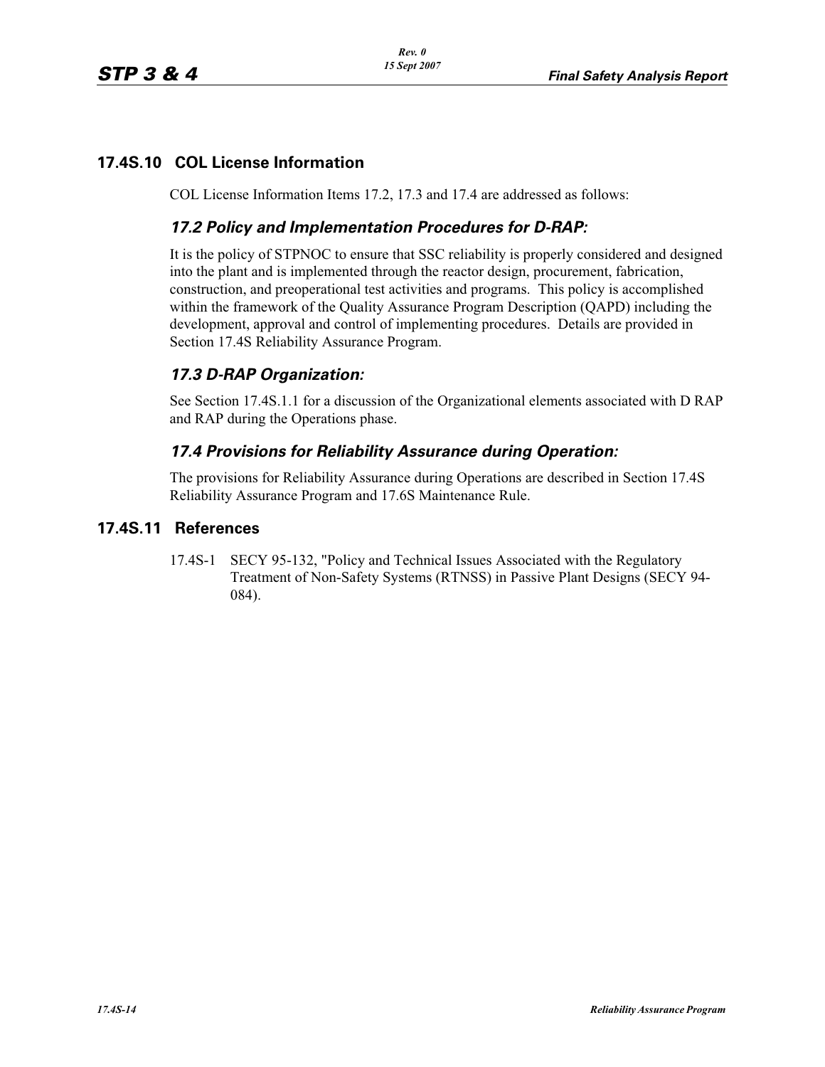## 17.4S.10 COL License Information

COL License Information Items 17.2, 17.3 and 17.4 are addressed as follows:

### *17.2 Policy and Implementation Procedures for D-RAP:*

It is the policy of STPNOC to ensure that SSC reliability is properly considered and designed into the plant and is implemented through the reactor design, procurement, fabrication, construction, and preoperational test activities and programs. This policy is accomplished within the framework of the Quality Assurance Program Description (QAPD) including the development, approval and control of implementing procedures. Details are provided in Section 17.4S Reliability Assurance Program.

### *17.3 D-RAP Organization:*

See Section 17.4S.1.1 for a discussion of the Organizational elements associated with D RAP and RAP during the Operations phase.

### *17.4 Provisions for Reliability Assurance during Operation:*

The provisions for Reliability Assurance during Operations are described in Section 17.4S Reliability Assurance Program and 17.6S Maintenance Rule.

## 17.4S.11 References

17.4S-1 SECY 95-132, "Policy and Technical Issues Associated with the Regulatory Treatment of Non-Safety Systems (RTNSS) in Passive Plant Designs (SECY 94-084).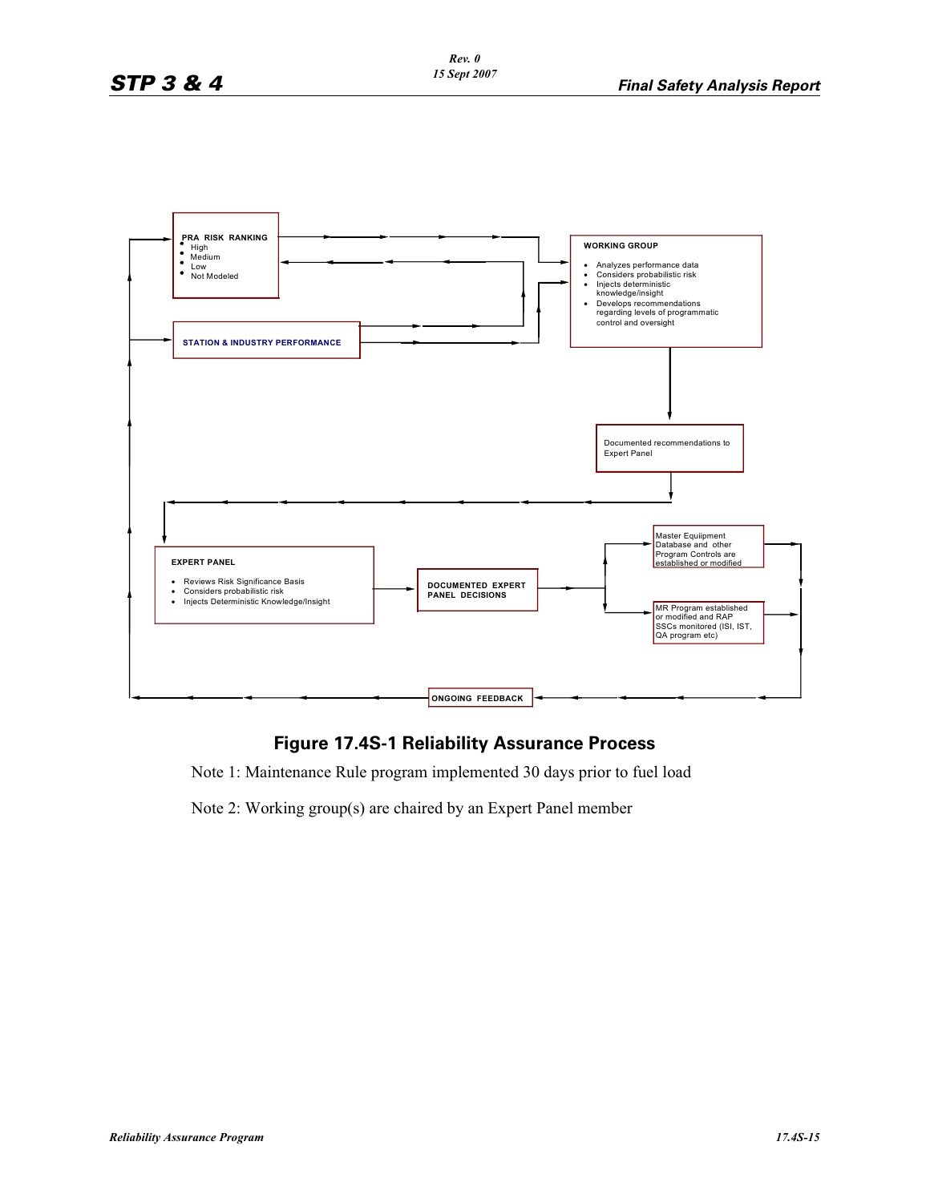PRA RISK RANKING
- High
- Medium
- Low
- Not Modeled

STATION & INDUSTRY PERFORMANCE

WORKING GROUP
- Analyzes performance data
- Considers probabilistic risk
- Injects deterministic knowledge/insight
- Develops recommendations regarding levels of programmatic control and oversight

Documented recommendations to Expert Panel

EXPERT PANEL
- Reviews Risk Significance Basis
- Considers probabilistic risk
- Injects Deterministic Knowledge/Insight

DOCUMENTED EXPERT PANEL DECISIONS

Master Equiipment Database and other Program Controls are established or modified

MR Program established or modified and RAP SSCs monitored (ISI, IST, QA program etc)

ONGOING FEEDBACK

**Figure 17.4S-1 Reliability Assurance Process**

Note 1: Maintenance Rule program implemented 30 days prior to fuel load

Note 2: Working group(s) are chaired by an Expert Panel member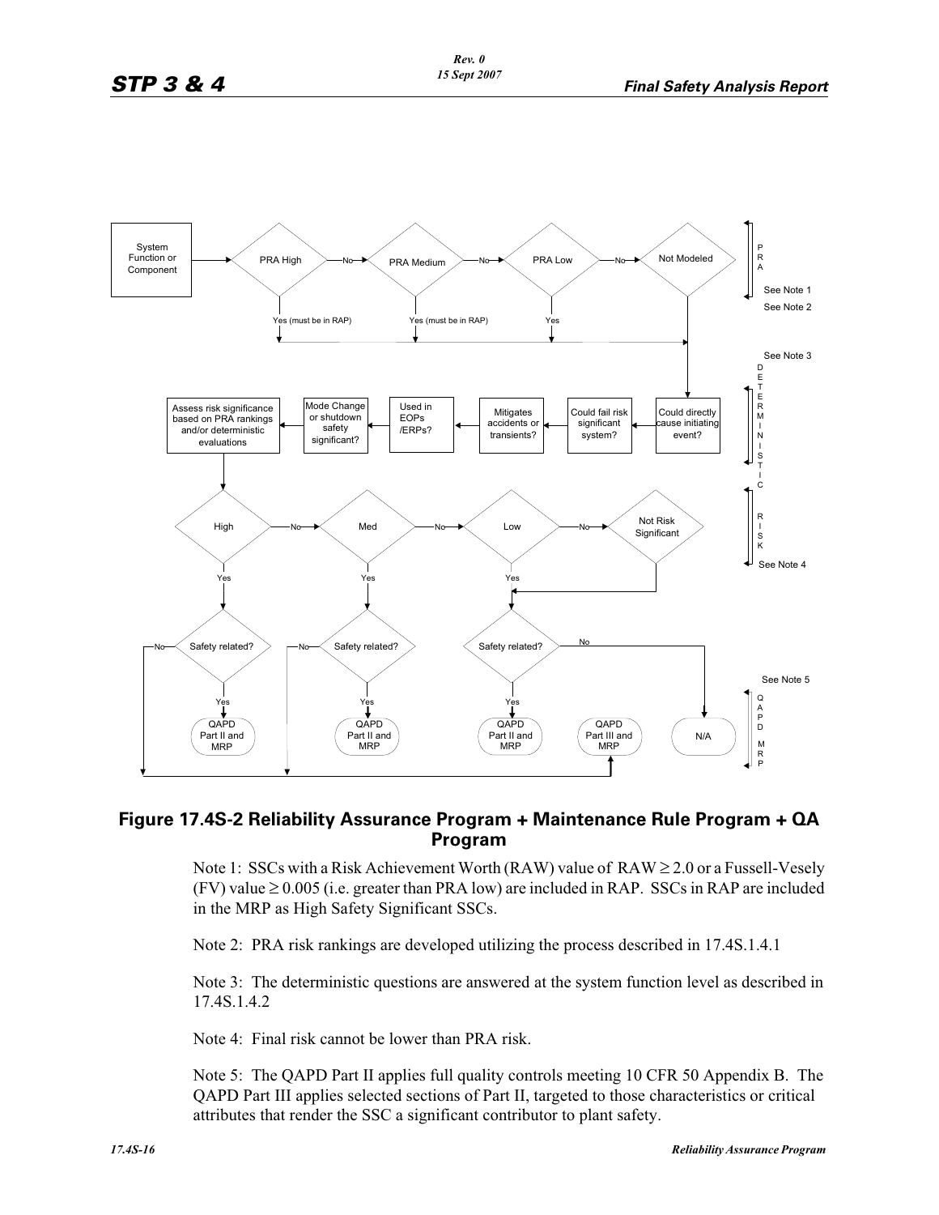System Function or Component

PRA High

PRA Medium

PRA Low

Not Modeled

No

Yes (must be in RAP)

Yes

P R A

See Note 1

See Note 2

See Note 3

D E T E R M I N I S T I C

Could directly cause initiating event?

Could fail risk significant system?

Mitigates accidents or transients?

Used in EOPs /ERPs?

Mode Change or shutdown safety significant?

Assess risk significance based on PRA rankings and/or deterministic evaluations

High

Med

Low

Not Risk Significant

R I S K

See Note 4

Safety related?

See Note 5

QAPD Part II and MRP

QAPD Part III and MRP

N/A

Q A P D

M R P

## Figure 17.4S-2 Reliability Assurance Program + Maintenance Rule Program + QA Program

Note 1: SSCs with a Risk Achievement Worth (RAW) value of RAW $\geq$ 2.0 or a Fussell-Vesely (FV) value $\geq$ 0.005 (i.e. greater than PRA low) are included in RAP. SSCs in RAP are included in the MRP as High Safety Significant SSCs.

Note 2: PRA risk rankings are developed utilizing the process described in 17.4S.1.4.1

Note 3: The deterministic questions are answered at the system function level as described in 17.4S.1.4.2

Note 4: Final risk cannot be lower than PRA risk.

Note 5: The QAPD Part II applies full quality controls meeting 10 CFR 50 Appendix B. The QAPD Part III applies selected sections of Part II, targeted to those characteristics or critical attributes that render the SSC a significant contributor to plant safety.